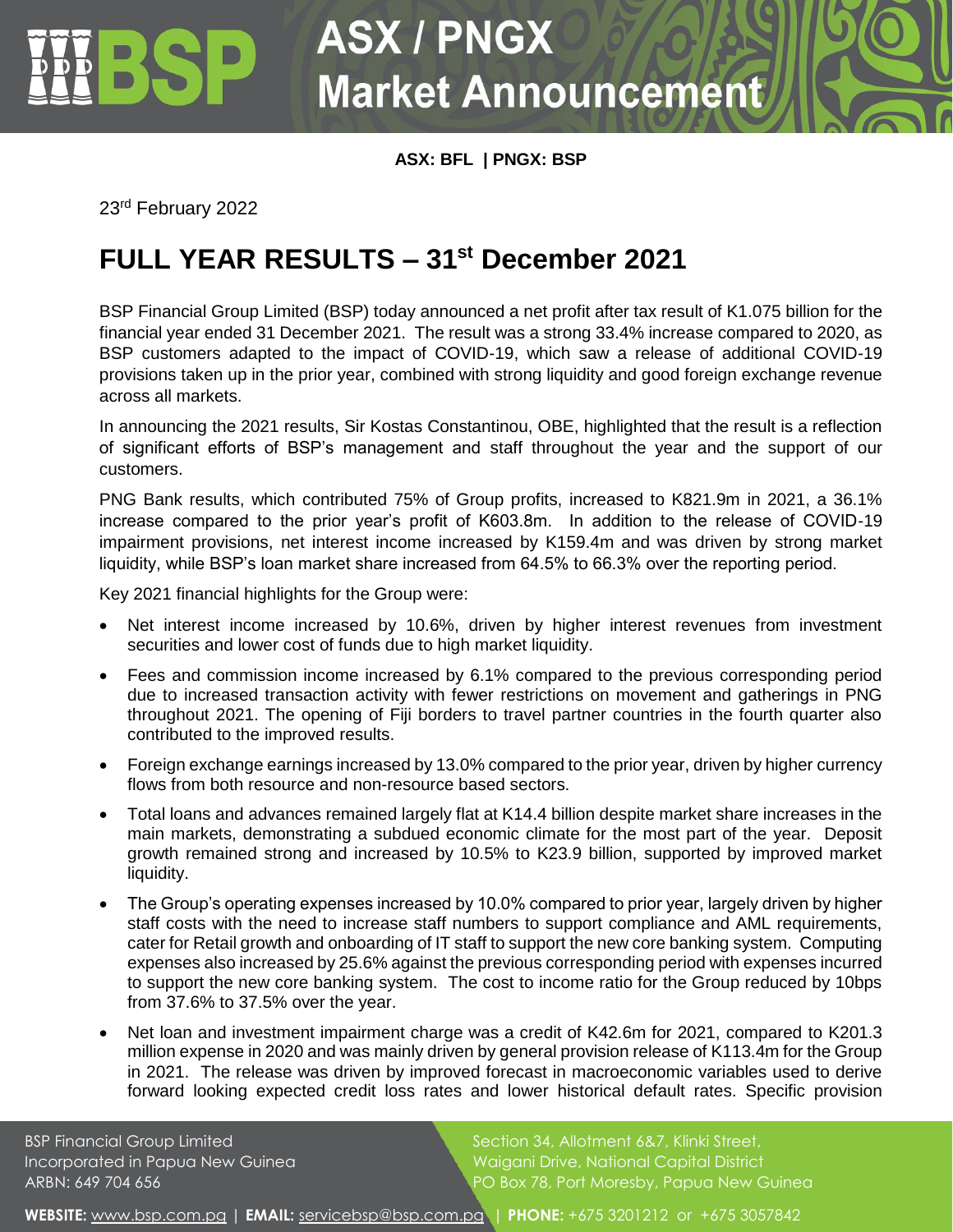# ASX / PNGX Market Announcement

**ASX: BFL | PNGX: BSP**

23rd February 2022

## FULL YEAR RESULTS – 31st December 2021

BSP Financial Group Limited (BSP) today announced a net profit after tax result of K1.075 billion for the financial year ended 31 December 2021. The result was a strong 33.4% increase compared to 2020, as BSP customers adapted to the impact of COVID-19, which saw a release of additional COVID-19 provisions taken up in the prior year, combined with strong liquidity and good foreign exchange revenue across all markets.

In announcing the 2021 results, Sir Kostas Constantinou, OBE, highlighted that the result is a reflection of significant efforts of BSP's management and staff throughout the year and the support of our customers.

PNG Bank results, which contributed 75% of Group profits, increased to K821.9m in 2021, a 36.1% increase compared to the prior year's profit of K603.8m. In addition to the release of COVID-19 impairment provisions, net interest income increased by K159.4m and was driven by strong market liquidity, while BSP's loan market share increased from 64.5% to 66.3% over the reporting period.

Key 2021 financial highlights for the Group were:

- Net interest income increased by 10.6%, driven by higher interest revenues from investment securities and lower cost of funds due to high market liquidity.
- Fees and commission income increased by 6.1% compared to the previous corresponding period due to increased transaction activity with fewer restrictions on movement and gatherings in PNG throughout 2021. The opening of Fiji borders to travel partner countries in the fourth quarter also contributed to the improved results.
- Foreign exchange earnings increased by 13.0% compared to the prior year, driven by higher currency flows from both resource and non-resource based sectors.
- Total loans and advances remained largely flat at K14.4 billion despite market share increases in the main markets, demonstrating a subdued economic climate for the most part of the year. Deposit growth remained strong and increased by 10.5% to K23.9 billion, supported by improved market liquidity.
- The Group's operating expenses increased by 10.0% compared to prior year, largely driven by higher staff costs with the need to increase staff numbers to support compliance and AML requirements, cater for Retail growth and onboarding of IT staff to support the new core banking system. Computing expenses also increased by 25.6% against the previous corresponding period with expenses incurred to support the new core banking system. The cost to income ratio for the Group reduced by 10bps from 37.6% to 37.5% over the year.
- Net loan and investment impairment charge was a credit of K42.6m for 2021, compared to K201.3 million expense in 2020 and was mainly driven by general provision release of K113.4m for the Group in 2021. The release was driven by improved forecast in macroeconomic variables used to derive forward looking expected credit loss rates and lower historical default rates. Specific provision

BSP Financial Group Limited
Incorporated in Papua New Guinea
ARBN: 649 704 656

Section 34, Allotment 6&7, Klinki Street,
Waigani Drive, National Capital District
PO Box 78, Port Moresby, Papua New Guinea

**WEBSITE:** www.bsp.com.pg | **EMAIL:** servicebsp@bsp.com.pg | **PHONE:** +675 3201212 or +675 3057842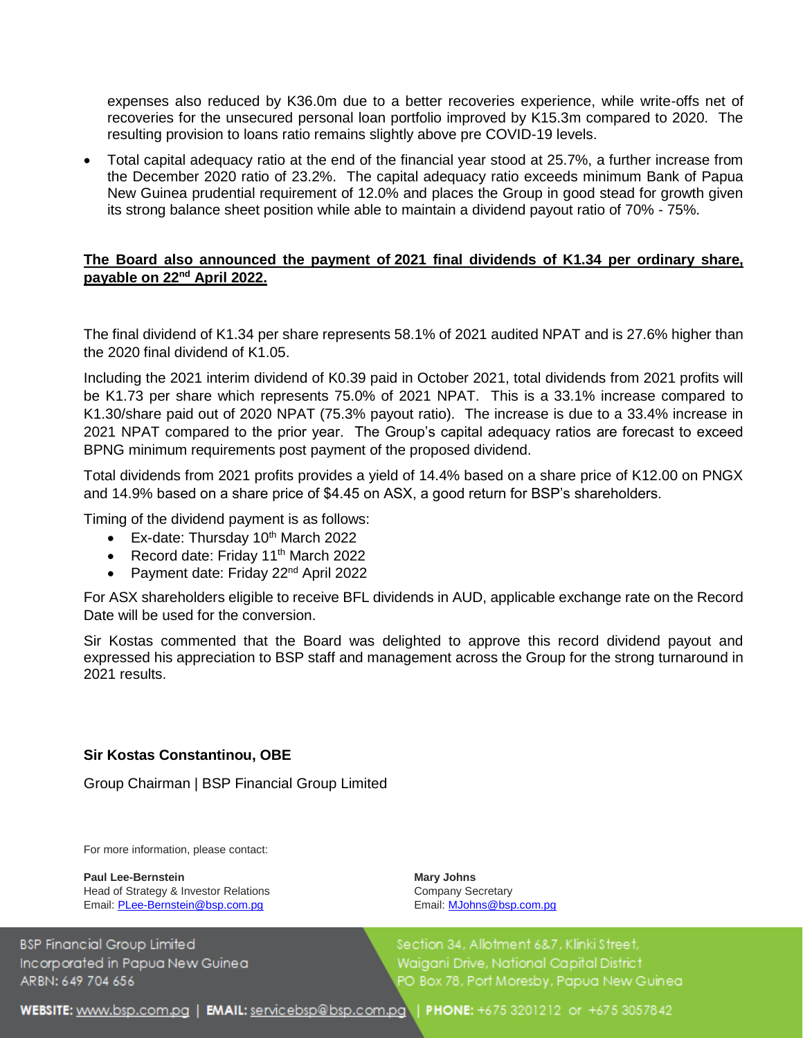expenses also reduced by K36.0m due to a better recoveries experience, while write-offs net of recoveries for the unsecured personal loan portfolio improved by K15.3m compared to 2020. The resulting provision to loans ratio remains slightly above pre COVID-19 levels.

- Total capital adequacy ratio at the end of the financial year stood at 25.7%, a further increase from the December 2020 ratio of 23.2%. The capital adequacy ratio exceeds minimum Bank of Papua New Guinea prudential requirement of 12.0% and places the Group in good stead for growth given its strong balance sheet position while able to maintain a dividend payout ratio of 70% - 75%.

**The Board also announced the payment of 2021 final dividends of K1.34 per ordinary share, payable on 22nd April 2022.**

The final dividend of K1.34 per share represents 58.1% of 2021 audited NPAT and is 27.6% higher than the 2020 final dividend of K1.05.

Including the 2021 interim dividend of K0.39 paid in October 2021, total dividends from 2021 profits will be K1.73 per share which represents 75.0% of 2021 NPAT. This is a 33.1% increase compared to K1.30/share paid out of 2020 NPAT (75.3% payout ratio). The increase is due to a 33.4% increase in 2021 NPAT compared to the prior year. The Group's capital adequacy ratios are forecast to exceed BPNG minimum requirements post payment of the proposed dividend.

Total dividends from 2021 profits provides a yield of 14.4% based on a share price of K12.00 on PNGX and 14.9% based on a share price of $4.45 on ASX, a good return for BSP's shareholders.

Timing of the dividend payment is as follows:

- Ex-date: Thursday 10th March 2022
- Record date: Friday 11th March 2022
- Payment date: Friday 22nd April 2022

For ASX shareholders eligible to receive BFL dividends in AUD, applicable exchange rate on the Record Date will be used for the conversion.

Sir Kostas commented that the Board was delighted to approve this record dividend payout and expressed his appreciation to BSP staff and management across the Group for the strong turnaround in 2021 results.

**Sir Kostas Constantinou, OBE**

Group Chairman | BSP Financial Group Limited

For more information, please contact:

**Paul Lee-Bernstein**
Head of Strategy & Investor Relations
Email: PLee-Bernstein@bsp.com.pg

**Mary Johns**
Company Secretary
Email: MJohns@bsp.com.pg

BSP Financial Group Limited
Incorporated in Papua New Guinea
ARBN: 649 704 656

Section 34, Allotment 6&7, Klinki Street,
Waigani Drive, National Capital District
PO Box 78, Port Moresby, Papua New Guinea

**WEBSITE:** www.bsp.com.pg | **EMAIL:** servicebsp@bsp.com.pg | **PHONE:** +675 3201212 or +675 3057842